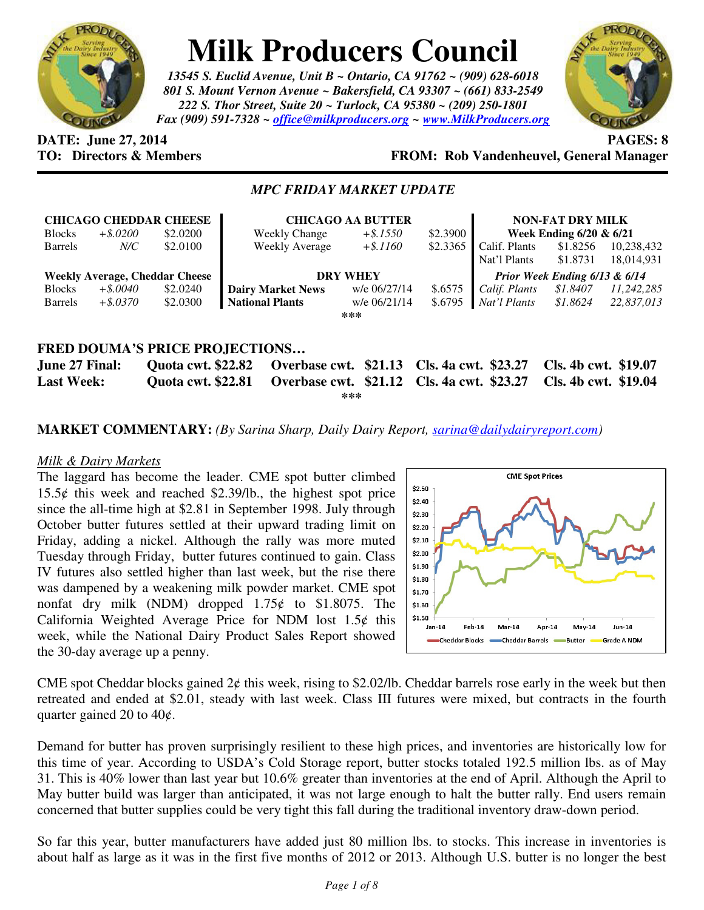# Milk Producers Council

***13545 S. Euclid Avenue, Unit B ~ Ontario, CA 91762 ~ (909) 628-6018***
***801 S. Mount Vernon Avenue ~ Bakersfield, CA 93307 ~ (661) 833-2549***
***222 S. Thor Street, Suite 20 ~ Turlock, CA 95380 ~ (209) 250-1801***
***Fax (909) 591-7328 ~ office@milkproducers.org ~ www.MilkProducers.org***

**DATE: June 27, 2014** **PAGES: 8**
**TO: Directors & Members** **FROM: Rob Vandenheuvel, General Manager**

## *MPC FRIDAY MARKET UPDATE*

| **CHICAGO CHEDDAR CHEESE** | | | **CHICAGO AA BUTTER** | | | **NON-FAT DRY MILK** | | |
|---|---|---|---|---|---|---|---|---|
| Blocks | *+$.0200* | $2.0200 | Weekly Change | *+$.1550* | $2.3900 | **Week Ending 6/20 & 6/21** | | |
| Barrels | *N/C* | $2.0100 | Weekly Average | *+$.1160* | $2.3365 | Calif. Plants | $1.8256 | 10,238,432 |
| | | | | | | Nat'l Plants | $1.8731 | 18,014,931 |
| **Weekly Average, Cheddar Cheese** | | | **DRY WHEY** | | | ***Prior Week Ending 6/13 & 6/14*** | | |
| Blocks | *+$.0040* | $2.0240 | **Dairy Market News** | w/e 06/27/14 | $.6575 | *Calif. Plants* | *$1.8407* | *11,242,285* |
| Barrels | *+$.0370* | $2.0300 | **National Plants** | w/e 06/21/14 | $.6795 | *Nat'l Plants* | *$1.8624* | *22,837,013* |

\*\*\*

## FRED DOUMA'S PRICE PROJECTIONS…

| | | | | |
|---|---|---|---|---|
| **June 27 Final:** | **Quota cwt. $22.82** | **Overbase cwt. $21.13** | **Cls. 4a cwt. $23.27** | **Cls. 4b cwt. $19.07** |
| **Last Week:** | **Quota cwt. $22.81** | **Overbase cwt. $21.12** | **Cls. 4a cwt. $23.27** | **Cls. 4b cwt. $19.04** |

\*\*\*

**MARKET COMMENTARY:** *(By Sarina Sharp, Daily Dairy Report, sarina@dailydairyreport.com)*

*Milk & Dairy Markets*

The laggard has become the leader. CME spot butter climbed 15.5¢ this week and reached $2.39/lb., the highest spot price since the all-time high at $2.81 in September 1998. July through October butter futures settled at their upward trading limit on Friday, adding a nickel. Although the rally was more muted Tuesday through Friday, butter futures continued to gain. Class IV futures also settled higher than last week, but the rise there was dampened by a weakening milk powder market. CME spot nonfat dry milk (NDM) dropped 1.75¢ to $1.8075. The California Weighted Average Price for NDM lost 1.5¢ this week, while the National Dairy Product Sales Report showed the 30-day average up a penny.

CME Spot Prices
$2.50
$2.40
$2.30
$2.20
$2.10
$2.00
$1.90
$1.80
$1.70
$1.60
$1.50
Jan-14 Feb-14 Mar-14 Apr-14 May-14 Jun-14
Cheddar Blocks Cheddar Barrels Butter Grade A NDM

CME spot Cheddar blocks gained 2¢ this week, rising to $2.02/lb. Cheddar barrels rose early in the week but then retreated and ended at $2.01, steady with last week. Class III futures were mixed, but contracts in the fourth quarter gained 20 to 40¢.

Demand for butter has proven surprisingly resilient to these high prices, and inventories are historically low for this time of year. According to USDA's Cold Storage report, butter stocks totaled 192.5 million lbs. as of May 31. This is 40% lower than last year but 10.6% greater than inventories at the end of April. Although the April to May butter build was larger than anticipated, it was not large enough to halt the butter rally. End users remain concerned that butter supplies could be very tight this fall during the traditional inventory draw-down period.

So far this year, butter manufacturers have added just 80 million lbs. to stocks. This increase in inventories is about half as large as it was in the first five months of 2012 or 2013. Although U.S. butter is no longer the best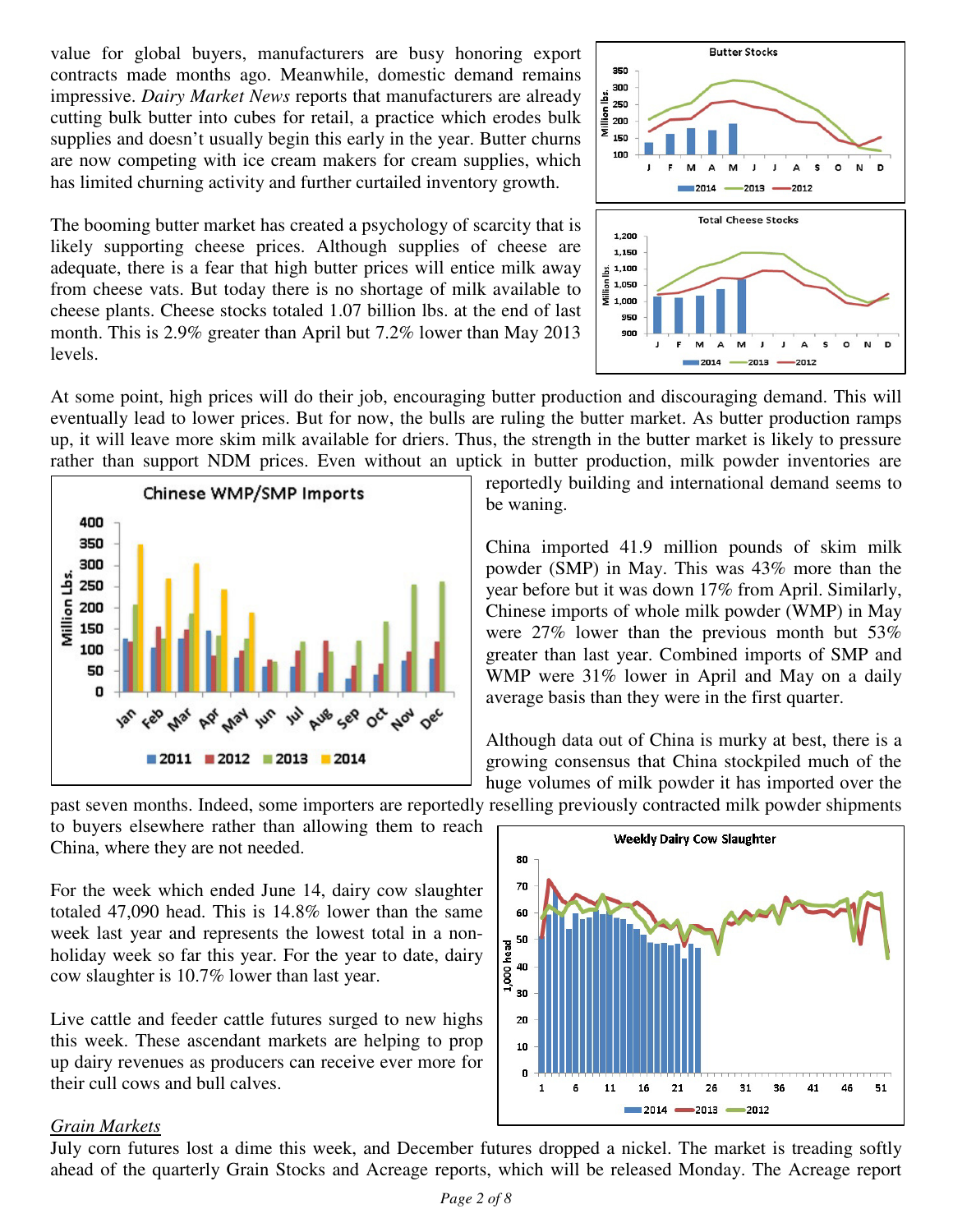value for global buyers, manufacturers are busy honoring export contracts made months ago. Meanwhile, domestic demand remains impressive. *Dairy Market News* reports that manufacturers are already cutting bulk butter into cubes for retail, a practice which erodes bulk supplies and doesn't usually begin this early in the year. Butter churns are now competing with ice cream makers for cream supplies, which has limited churning activity and further curtailed inventory growth.

Butter Stocks

Million lbs.

350
300
250
200
150
100

J F M A M J J A S O N D

2014 2013 2012

The booming butter market has created a psychology of scarcity that is likely supporting cheese prices. Although supplies of cheese are adequate, there is a fear that high butter prices will entice milk away from cheese vats. But today there is no shortage of milk available to cheese plants. Cheese stocks totaled 1.07 billion lbs. at the end of last month. This is 2.9% greater than April but 7.2% lower than May 2013 levels.

Total Cheese Stocks

Million lbs.

1,200
1,150
1,100
1,050
1,000
950
900

J F M A M J J A S O N D

2014 2013 2012

At some point, high prices will do their job, encouraging butter production and discouraging demand. This will eventually lead to lower prices. But for now, the bulls are ruling the butter market. As butter production ramps up, it will leave more skim milk available for driers. Thus, the strength in the butter market is likely to pressure rather than support NDM prices. Even without an uptick in butter production, milk powder inventories are reportedly building and international demand seems to be waning.

Chinese WMP/SMP Imports

Million Lbs.

400
350
300
250
200
150
100
50
0

Jan Feb Mar Apr May Jun Jul Aug Sep Oct Nov Dec

2011 2012 2013 2014

China imported 41.9 million pounds of skim milk powder (SMP) in May. This was 43% more than the year before but it was down 17% from April. Similarly, Chinese imports of whole milk powder (WMP) in May were 27% lower than the previous month but 53% greater than last year. Combined imports of SMP and WMP were 31% lower in April and May on a daily average basis than they were in the first quarter.

Although data out of China is murky at best, there is a growing consensus that China stockpiled much of the huge volumes of milk powder it has imported over the past seven months. Indeed, some importers are reportedly reselling previously contracted milk powder shipments to buyers elsewhere rather than allowing them to reach China, where they are not needed.

For the week which ended June 14, dairy cow slaughter totaled 47,090 head. This is 14.8% lower than the same week last year and represents the lowest total in a non-holiday week so far this year. For the year to date, dairy cow slaughter is 10.7% lower than last year.

Live cattle and feeder cattle futures surged to new highs this week. These ascendant markets are helping to prop up dairy revenues as producers can receive ever more for their cull cows and bull calves.

Weekly Dairy Cow Slaughter

1,000 head

80
70
60
50
40
30
20
10
0

1 6 11 16 21 26 31 36 41 46 51

2014 2013 2012

## *Grain Markets*

July corn futures lost a dime this week, and December futures dropped a nickel. The market is treading softly ahead of the quarterly Grain Stocks and Acreage reports, which will be released Monday. The Acreage report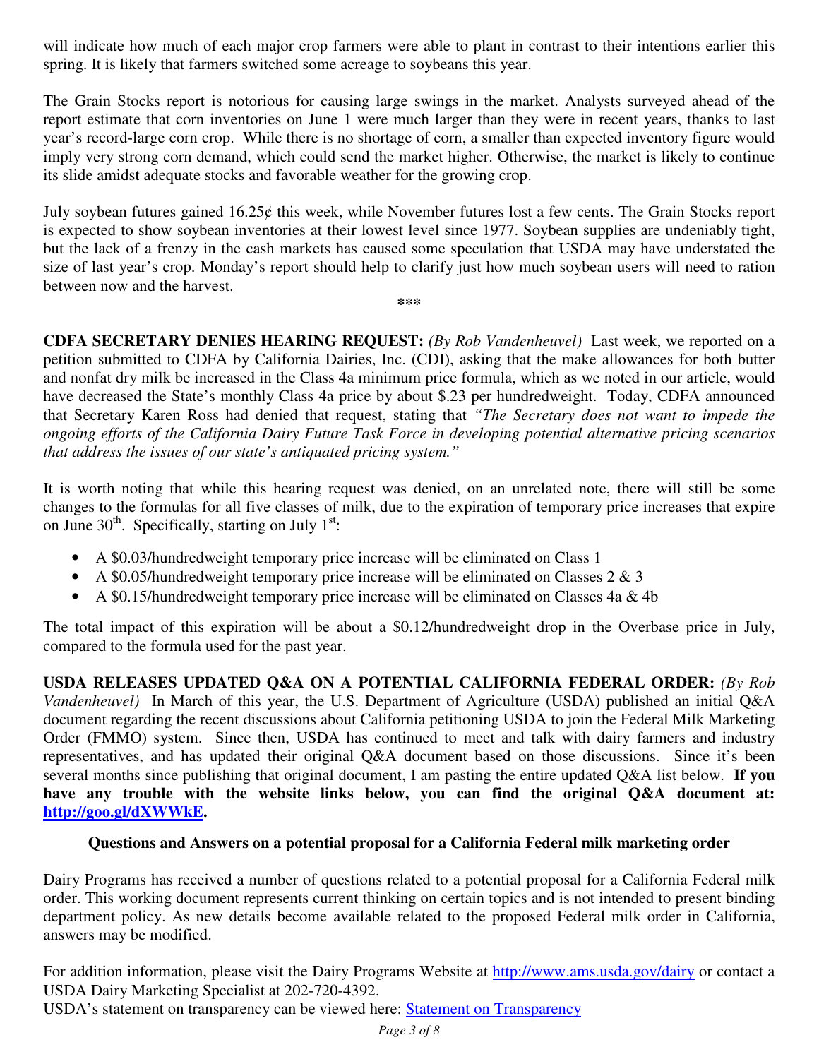will indicate how much of each major crop farmers were able to plant in contrast to their intentions earlier this spring. It is likely that farmers switched some acreage to soybeans this year.

The Grain Stocks report is notorious for causing large swings in the market. Analysts surveyed ahead of the report estimate that corn inventories on June 1 were much larger than they were in recent years, thanks to last year's record-large corn crop. While there is no shortage of corn, a smaller than expected inventory figure would imply very strong corn demand, which could send the market higher. Otherwise, the market is likely to continue its slide amidst adequate stocks and favorable weather for the growing crop.

July soybean futures gained 16.25¢ this week, while November futures lost a few cents. The Grain Stocks report is expected to show soybean inventories at their lowest level since 1977. Soybean supplies are undeniably tight, but the lack of a frenzy in the cash markets has caused some speculation that USDA may have understated the size of last year's crop. Monday's report should help to clarify just how much soybean users will need to ration between now and the harvest.

***

**CDFA SECRETARY DENIES HEARING REQUEST:** *(By Rob Vandenheuvel)* Last week, we reported on a petition submitted to CDFA by California Dairies, Inc. (CDI), asking that the make allowances for both butter and nonfat dry milk be increased in the Class 4a minimum price formula, which as we noted in our article, would have decreased the State's monthly Class 4a price by about $.23 per hundredweight. Today, CDFA announced that Secretary Karen Ross had denied that request, stating that *"The Secretary does not want to impede the ongoing efforts of the California Dairy Future Task Force in developing potential alternative pricing scenarios that address the issues of our state's antiquated pricing system."*

It is worth noting that while this hearing request was denied, on an unrelated note, there will still be some changes to the formulas for all five classes of milk, due to the expiration of temporary price increases that expire on June 30th. Specifically, starting on July 1st:

- A $0.03/hundredweight temporary price increase will be eliminated on Class 1
- A $0.05/hundredweight temporary price increase will be eliminated on Classes 2 & 3
- A $0.15/hundredweight temporary price increase will be eliminated on Classes 4a & 4b

The total impact of this expiration will be about a $0.12/hundredweight drop in the Overbase price in July, compared to the formula used for the past year.

**USDA RELEASES UPDATED Q&A ON A POTENTIAL CALIFORNIA FEDERAL ORDER:** *(By Rob Vandenheuvel)* In March of this year, the U.S. Department of Agriculture (USDA) published an initial Q&A document regarding the recent discussions about California petitioning USDA to join the Federal Milk Marketing Order (FMMO) system. Since then, USDA has continued to meet and talk with dairy farmers and industry representatives, and has updated their original Q&A document based on those discussions. Since it's been several months since publishing that original document, I am pasting the entire updated Q&A list below. **If you have any trouble with the website links below, you can find the original Q&A document at: http://goo.gl/dXWWkE.**

**Questions and Answers on a potential proposal for a California Federal milk marketing order**

Dairy Programs has received a number of questions related to a potential proposal for a California Federal milk order. This working document represents current thinking on certain topics and is not intended to present binding department policy. As new details become available related to the proposed Federal milk order in California, answers may be modified.

For addition information, please visit the Dairy Programs Website at http://www.ams.usda.gov/dairy or contact a USDA Dairy Marketing Specialist at 202-720-4392.
USDA's statement on transparency can be viewed here: Statement on Transparency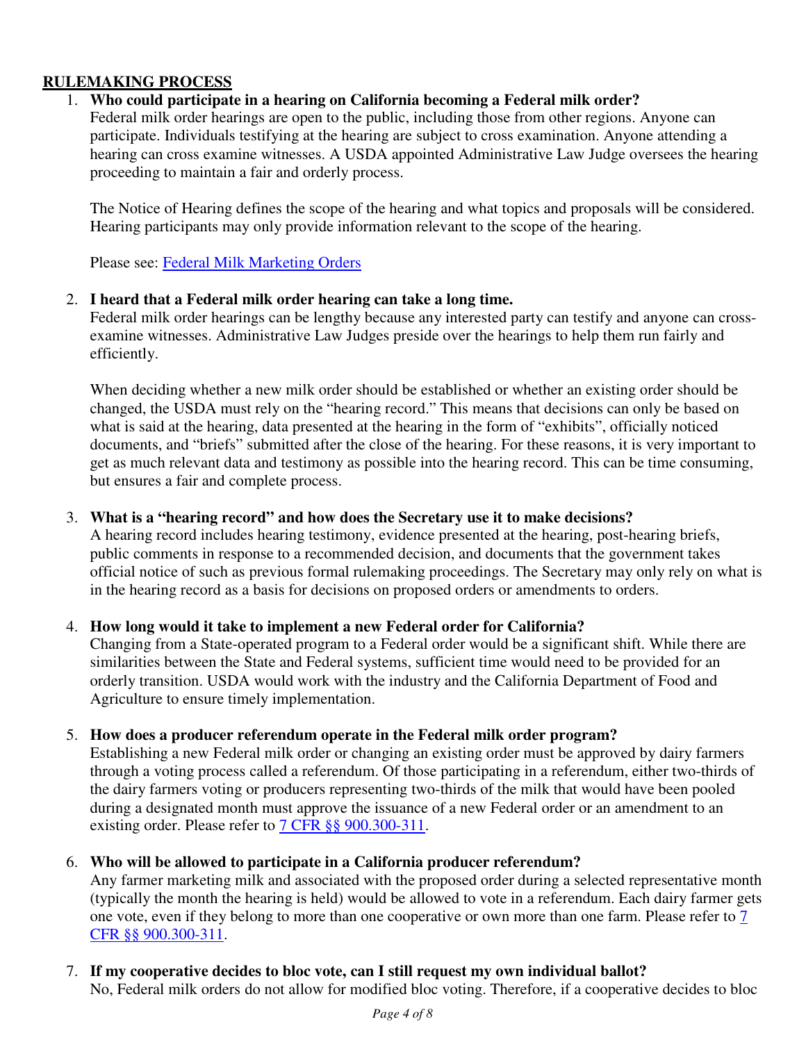## RULEMAKING PROCESS

1. **Who could participate in a hearing on California becoming a Federal milk order?**
   Federal milk order hearings are open to the public, including those from other regions. Anyone can participate. Individuals testifying at the hearing are subject to cross examination. Anyone attending a hearing can cross examine witnesses. A USDA appointed Administrative Law Judge oversees the hearing proceeding to maintain a fair and orderly process.

   The Notice of Hearing defines the scope of the hearing and what topics and proposals will be considered. Hearing participants may only provide information relevant to the scope of the hearing.

   Please see: [Federal Milk Marketing Orders]()

2. **I heard that a Federal milk order hearing can take a long time.**
   Federal milk order hearings can be lengthy because any interested party can testify and anyone can cross-examine witnesses. Administrative Law Judges preside over the hearings to help them run fairly and efficiently.

   When deciding whether a new milk order should be established or whether an existing order should be changed, the USDA must rely on the "hearing record." This means that decisions can only be based on what is said at the hearing, data presented at the hearing in the form of "exhibits", officially noticed documents, and "briefs" submitted after the close of the hearing. For these reasons, it is very important to get as much relevant data and testimony as possible into the hearing record. This can be time consuming, but ensures a fair and complete process.

3. **What is a "hearing record" and how does the Secretary use it to make decisions?**
   A hearing record includes hearing testimony, evidence presented at the hearing, post-hearing briefs, public comments in response to a recommended decision, and documents that the government takes official notice of such as previous formal rulemaking proceedings. The Secretary may only rely on what is in the hearing record as a basis for decisions on proposed orders or amendments to orders.

4. **How long would it take to implement a new Federal order for California?**
   Changing from a State-operated program to a Federal order would be a significant shift. While there are similarities between the State and Federal systems, sufficient time would need to be provided for an orderly transition. USDA would work with the industry and the California Department of Food and Agriculture to ensure timely implementation.

5. **How does a producer referendum operate in the Federal milk order program?**
   Establishing a new Federal milk order or changing an existing order must be approved by dairy farmers through a voting process called a referendum. Of those participating in a referendum, either two-thirds of the dairy farmers voting or producers representing two-thirds of the milk that would have been pooled during a designated month must approve the issuance of a new Federal order or an amendment to an existing order. Please refer to [7 CFR §§ 900.300-311]().

6. **Who will be allowed to participate in a California producer referendum?**
   Any farmer marketing milk and associated with the proposed order during a selected representative month (typically the month the hearing is held) would be allowed to vote in a referendum. Each dairy farmer gets one vote, even if they belong to more than one cooperative or own more than one farm. Please refer to [7 CFR §§ 900.300-311]().

7. **If my cooperative decides to bloc vote, can I still request my own individual ballot?**
   No, Federal milk orders do not allow for modified bloc voting. Therefore, if a cooperative decides to bloc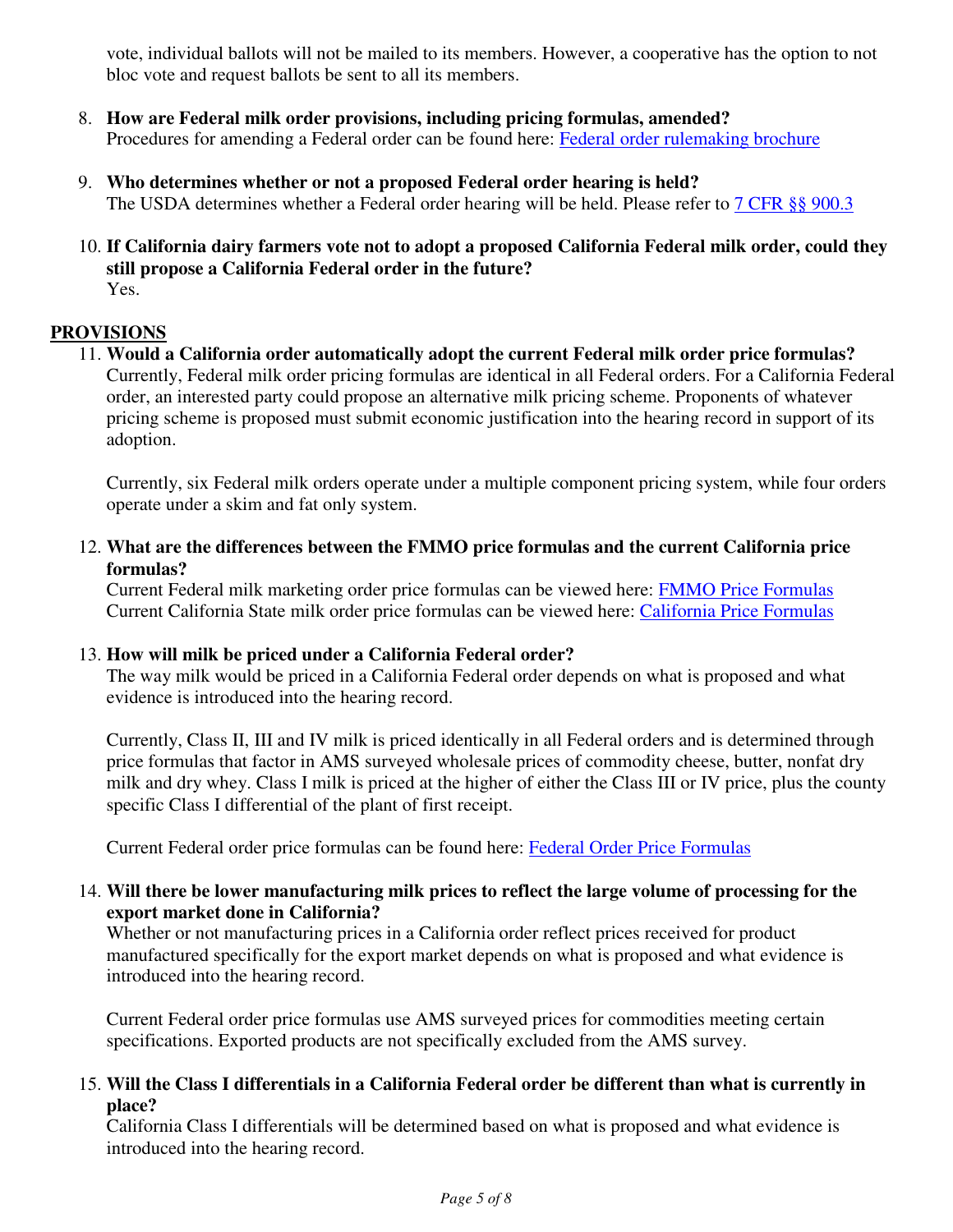vote, individual ballots will not be mailed to its members. However, a cooperative has the option to not bloc vote and request ballots be sent to all its members.

8. **How are Federal milk order provisions, including pricing formulas, amended?**
   Procedures for amending a Federal order can be found here: [Federal order rulemaking brochure]

9. **Who determines whether or not a proposed Federal order hearing is held?**
   The USDA determines whether a Federal order hearing will be held. Please refer to [7 CFR §§ 900.3]

10. **If California dairy farmers vote not to adopt a proposed California Federal milk order, could they still propose a California Federal order in the future?**
    Yes.

## PROVISIONS

11. **Would a California order automatically adopt the current Federal milk order price formulas?**
    Currently, Federal milk order pricing formulas are identical in all Federal orders. For a California Federal order, an interested party could propose an alternative milk pricing scheme. Proponents of whatever pricing scheme is proposed must submit economic justification into the hearing record in support of its adoption.

    Currently, six Federal milk orders operate under a multiple component pricing system, while four orders operate under a skim and fat only system.

12. **What are the differences between the FMMO price formulas and the current California price formulas?**
    Current Federal milk marketing order price formulas can be viewed here: [FMMO Price Formulas]
    Current California State milk order price formulas can be viewed here: [California Price Formulas]

13. **How will milk be priced under a California Federal order?**
    The way milk would be priced in a California Federal order depends on what is proposed and what evidence is introduced into the hearing record.

    Currently, Class II, III and IV milk is priced identically in all Federal orders and is determined through price formulas that factor in AMS surveyed wholesale prices of commodity cheese, butter, nonfat dry milk and dry whey. Class I milk is priced at the higher of either the Class III or IV price, plus the county specific Class I differential of the plant of first receipt.

    Current Federal order price formulas can be found here: [Federal Order Price Formulas]

14. **Will there be lower manufacturing milk prices to reflect the large volume of processing for the export market done in California?**
    Whether or not manufacturing prices in a California order reflect prices received for product manufactured specifically for the export market depends on what is proposed and what evidence is introduced into the hearing record.

    Current Federal order price formulas use AMS surveyed prices for commodities meeting certain specifications. Exported products are not specifically excluded from the AMS survey.

15. **Will the Class I differentials in a California Federal order be different than what is currently in place?**
    California Class I differentials will be determined based on what is proposed and what evidence is introduced into the hearing record.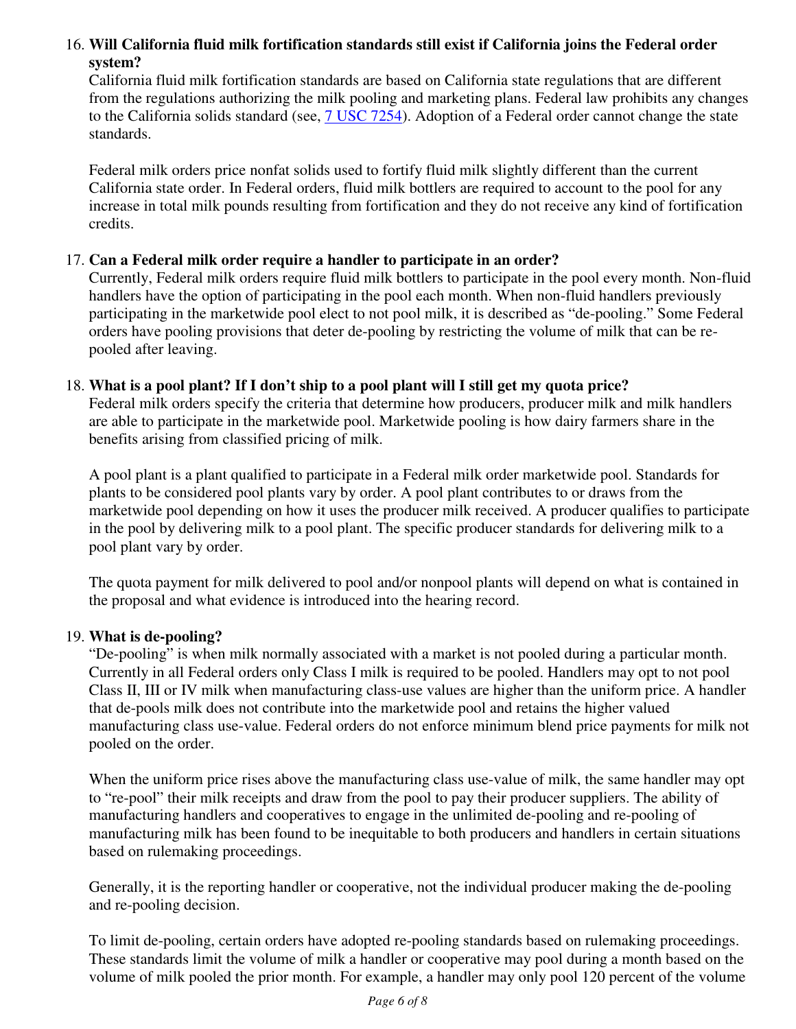16. **Will California fluid milk fortification standards still exist if California joins the Federal order system?**

California fluid milk fortification standards are based on California state regulations that are different from the regulations authorizing the milk pooling and marketing plans. Federal law prohibits any changes to the California solids standard (see, [7 USC 7254](7 USC 7254)). Adoption of a Federal order cannot change the state standards.

Federal milk orders price nonfat solids used to fortify fluid milk slightly different than the current California state order. In Federal orders, fluid milk bottlers are required to account to the pool for any increase in total milk pounds resulting from fortification and they do not receive any kind of fortification credits.

17. **Can a Federal milk order require a handler to participate in an order?**

Currently, Federal milk orders require fluid milk bottlers to participate in the pool every month. Non-fluid handlers have the option of participating in the pool each month. When non-fluid handlers previously participating in the marketwide pool elect to not pool milk, it is described as "de-pooling." Some Federal orders have pooling provisions that deter de-pooling by restricting the volume of milk that can be re-pooled after leaving.

18. **What is a pool plant? If I don't ship to a pool plant will I still get my quota price?**

Federal milk orders specify the criteria that determine how producers, producer milk and milk handlers are able to participate in the marketwide pool. Marketwide pooling is how dairy farmers share in the benefits arising from classified pricing of milk.

A pool plant is a plant qualified to participate in a Federal milk order marketwide pool. Standards for plants to be considered pool plants vary by order. A pool plant contributes to or draws from the marketwide pool depending on how it uses the producer milk received. A producer qualifies to participate in the pool by delivering milk to a pool plant. The specific producer standards for delivering milk to a pool plant vary by order.

The quota payment for milk delivered to pool and/or nonpool plants will depend on what is contained in the proposal and what evidence is introduced into the hearing record.

19. **What is de-pooling?**

"De-pooling" is when milk normally associated with a market is not pooled during a particular month. Currently in all Federal orders only Class I milk is required to be pooled. Handlers may opt to not pool Class II, III or IV milk when manufacturing class-use values are higher than the uniform price. A handler that de-pools milk does not contribute into the marketwide pool and retains the higher valued manufacturing class use-value. Federal orders do not enforce minimum blend price payments for milk not pooled on the order.

When the uniform price rises above the manufacturing class use-value of milk, the same handler may opt to "re-pool" their milk receipts and draw from the pool to pay their producer suppliers. The ability of manufacturing handlers and cooperatives to engage in the unlimited de-pooling and re-pooling of manufacturing milk has been found to be inequitable to both producers and handlers in certain situations based on rulemaking proceedings.

Generally, it is the reporting handler or cooperative, not the individual producer making the de-pooling and re-pooling decision.

To limit de-pooling, certain orders have adopted re-pooling standards based on rulemaking proceedings. These standards limit the volume of milk a handler or cooperative may pool during a month based on the volume of milk pooled the prior month. For example, a handler may only pool 120 percent of the volume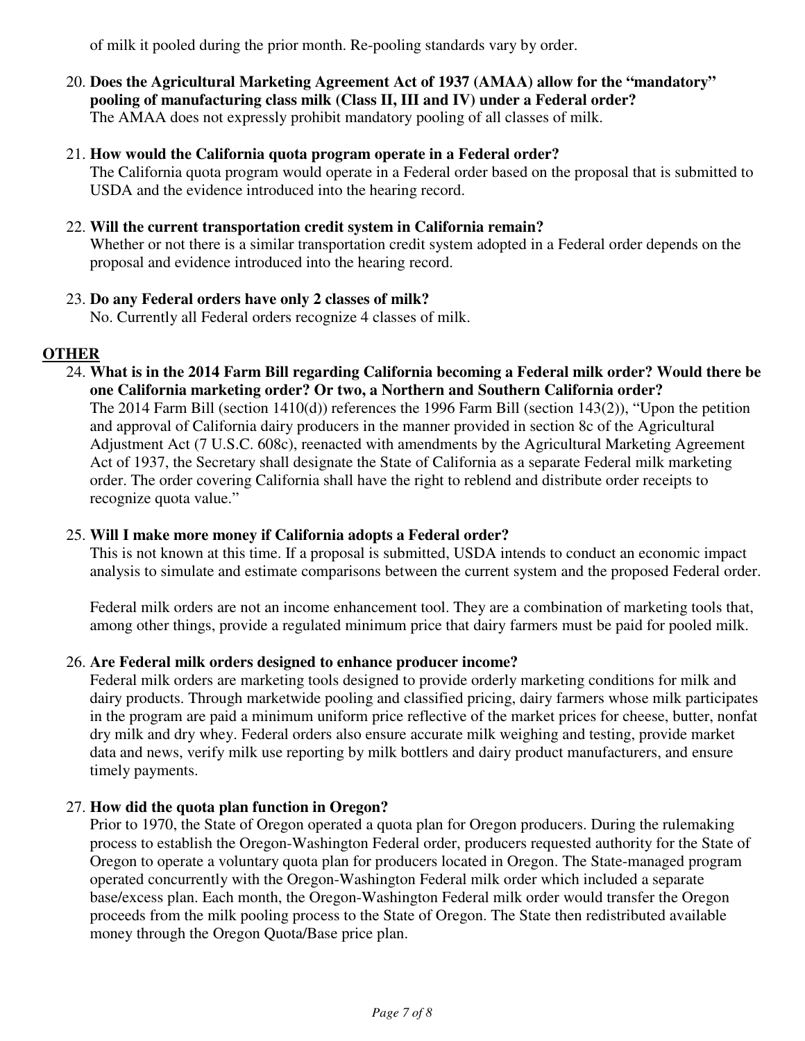of milk it pooled during the prior month. Re-pooling standards vary by order.

20. **Does the Agricultural Marketing Agreement Act of 1937 (AMAA) allow for the "mandatory" pooling of manufacturing class milk (Class II, III and IV) under a Federal order?**
    The AMAA does not expressly prohibit mandatory pooling of all classes of milk.

21. **How would the California quota program operate in a Federal order?**
    The California quota program would operate in a Federal order based on the proposal that is submitted to USDA and the evidence introduced into the hearing record.

22. **Will the current transportation credit system in California remain?**
    Whether or not there is a similar transportation credit system adopted in a Federal order depends on the proposal and evidence introduced into the hearing record.

23. **Do any Federal orders have only 2 classes of milk?**
    No. Currently all Federal orders recognize 4 classes of milk.

## OTHER

24. **What is in the 2014 Farm Bill regarding California becoming a Federal milk order? Would there be one California marketing order? Or two, a Northern and Southern California order?**
    The 2014 Farm Bill (section 1410(d)) references the 1996 Farm Bill (section 143(2)), "Upon the petition and approval of California dairy producers in the manner provided in section 8c of the Agricultural Adjustment Act (7 U.S.C. 608c), reenacted with amendments by the Agricultural Marketing Agreement Act of 1937, the Secretary shall designate the State of California as a separate Federal milk marketing order. The order covering California shall have the right to reblend and distribute order receipts to recognize quota value."

25. **Will I make more money if California adopts a Federal order?**
    This is not known at this time. If a proposal is submitted, USDA intends to conduct an economic impact analysis to simulate and estimate comparisons between the current system and the proposed Federal order.

    Federal milk orders are not an income enhancement tool. They are a combination of marketing tools that, among other things, provide a regulated minimum price that dairy farmers must be paid for pooled milk.

26. **Are Federal milk orders designed to enhance producer income?**
    Federal milk orders are marketing tools designed to provide orderly marketing conditions for milk and dairy products. Through marketwide pooling and classified pricing, dairy farmers whose milk participates in the program are paid a minimum uniform price reflective of the market prices for cheese, butter, nonfat dry milk and dry whey. Federal orders also ensure accurate milk weighing and testing, provide market data and news, verify milk use reporting by milk bottlers and dairy product manufacturers, and ensure timely payments.

27. **How did the quota plan function in Oregon?**
    Prior to 1970, the State of Oregon operated a quota plan for Oregon producers. During the rulemaking process to establish the Oregon-Washington Federal order, producers requested authority for the State of Oregon to operate a voluntary quota plan for producers located in Oregon. The State-managed program operated concurrently with the Oregon-Washington Federal milk order which included a separate base/excess plan. Each month, the Oregon-Washington Federal milk order would transfer the Oregon proceeds from the milk pooling process to the State of Oregon. The State then redistributed available money through the Oregon Quota/Base price plan.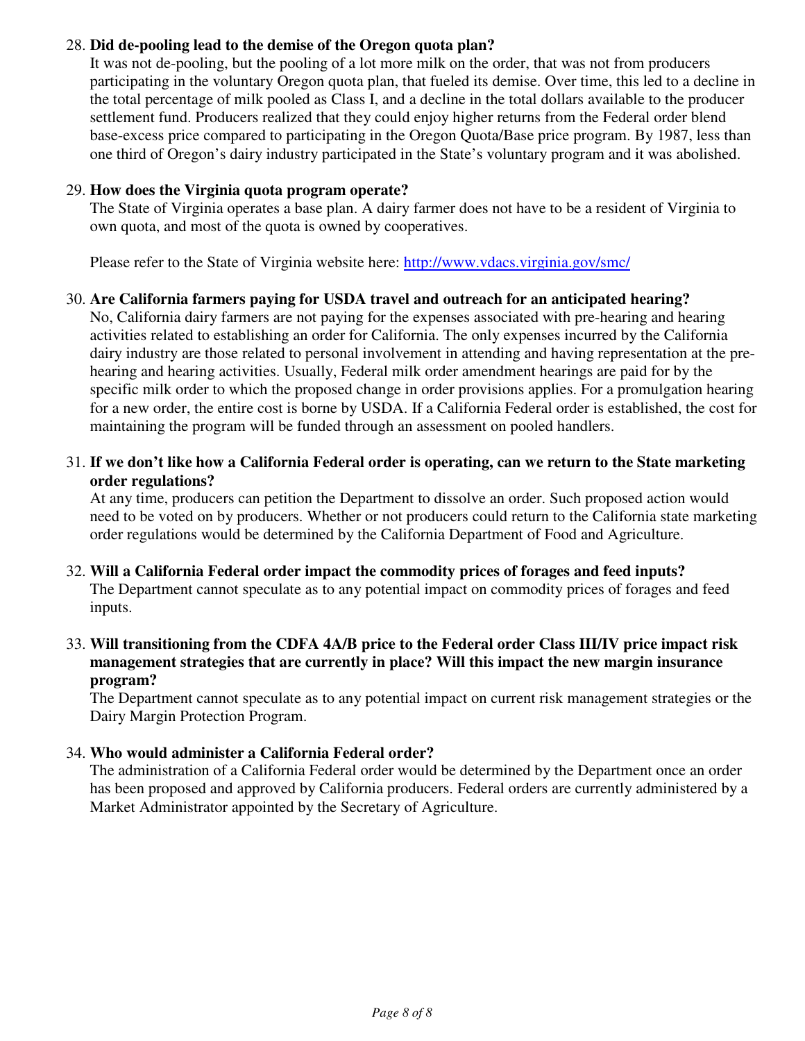28. **Did de-pooling lead to the demise of the Oregon quota plan?**
   It was not de-pooling, but the pooling of a lot more milk on the order, that was not from producers participating in the voluntary Oregon quota plan, that fueled its demise. Over time, this led to a decline in the total percentage of milk pooled as Class I, and a decline in the total dollars available to the producer settlement fund. Producers realized that they could enjoy higher returns from the Federal order blend base-excess price compared to participating in the Oregon Quota/Base price program. By 1987, less than one third of Oregon's dairy industry participated in the State's voluntary program and it was abolished.

29. **How does the Virginia quota program operate?**
   The State of Virginia operates a base plan. A dairy farmer does not have to be a resident of Virginia to own quota, and most of the quota is owned by cooperatives.

   Please refer to the State of Virginia website here: [http://www.vdacs.virginia.gov/smc/](http://www.vdacs.virginia.gov/smc/)

30. **Are California farmers paying for USDA travel and outreach for an anticipated hearing?**
   No, California dairy farmers are not paying for the expenses associated with pre-hearing and hearing activities related to establishing an order for California. The only expenses incurred by the California dairy industry are those related to personal involvement in attending and having representation at the pre-hearing and hearing activities. Usually, Federal milk order amendment hearings are paid for by the specific milk order to which the proposed change in order provisions applies. For a promulgation hearing for a new order, the entire cost is borne by USDA. If a California Federal order is established, the cost for maintaining the program will be funded through an assessment on pooled handlers.

31. **If we don't like how a California Federal order is operating, can we return to the State marketing order regulations?**
   At any time, producers can petition the Department to dissolve an order. Such proposed action would need to be voted on by producers. Whether or not producers could return to the California state marketing order regulations would be determined by the California Department of Food and Agriculture.

32. **Will a California Federal order impact the commodity prices of forages and feed inputs?**
   The Department cannot speculate as to any potential impact on commodity prices of forages and feed inputs.

33. **Will transitioning from the CDFA 4A/B price to the Federal order Class III/IV price impact risk management strategies that are currently in place? Will this impact the new margin insurance program?**
   The Department cannot speculate as to any potential impact on current risk management strategies or the Dairy Margin Protection Program.

34. **Who would administer a California Federal order?**
   The administration of a California Federal order would be determined by the Department once an order has been proposed and approved by California producers. Federal orders are currently administered by a Market Administrator appointed by the Secretary of Agriculture.